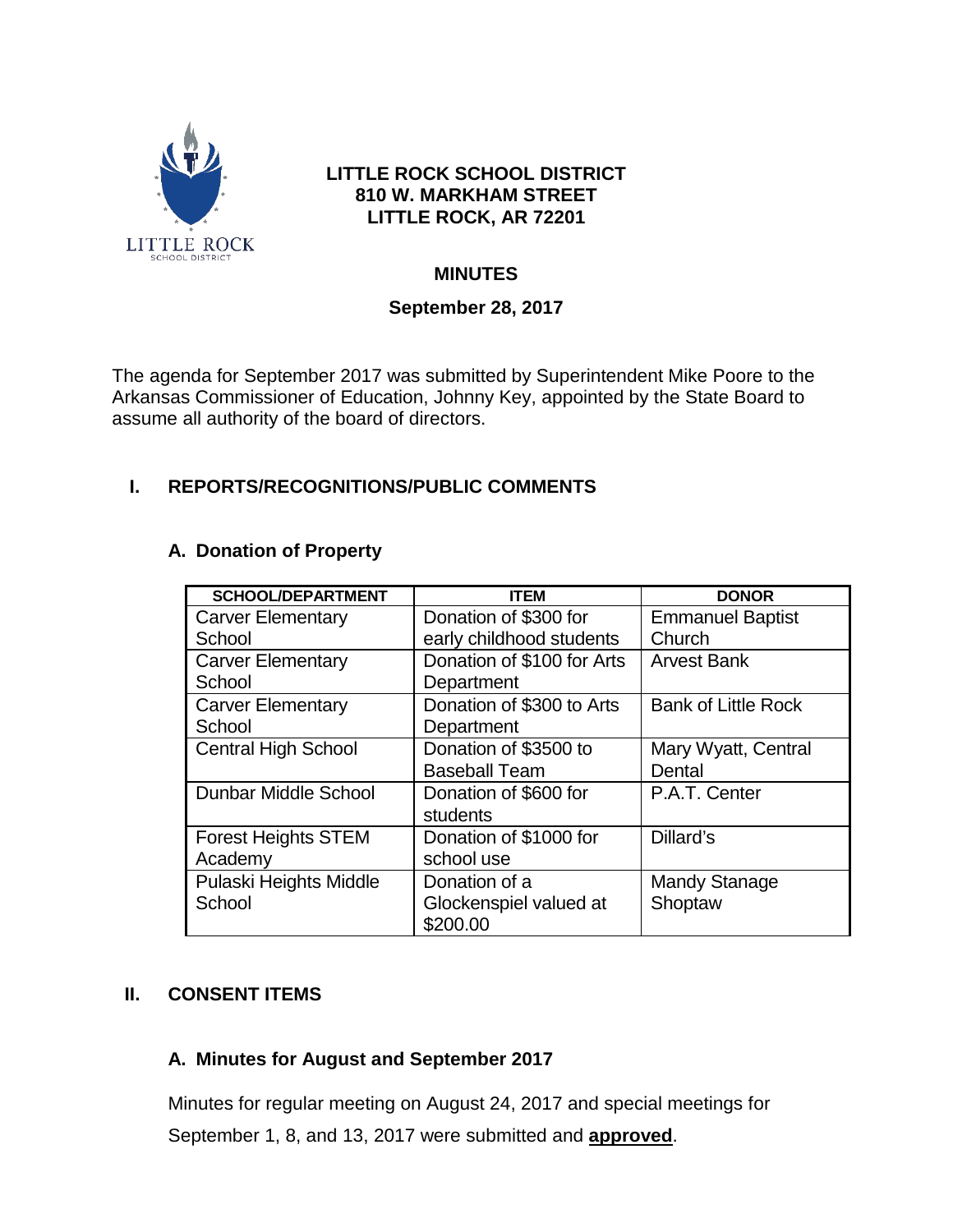**LITTLE ROCK SCHOOL DISTRICT**
**810 W. MARKHAM STREET**
**LITTLE ROCK, AR 72201**

# MINUTES

**September 28, 2017**

The agenda for September 2017 was submitted by Superintendent Mike Poore to the Arkansas Commissioner of Education, Johnny Key, appointed by the State Board to assume all authority of the board of directors.

## I. REPORTS/RECOGNITIONS/PUBLIC COMMENTS

### A. Donation of Property

| SCHOOL/DEPARTMENT | ITEM | DONOR |
|---|---|---|
| Carver Elementary School | Donation of $300 for early childhood students | Emmanuel Baptist Church |
| Carver Elementary School | Donation of $100 for Arts Department | Arvest Bank |
| Carver Elementary School | Donation of $300 to Arts Department | Bank of Little Rock |
| Central High School | Donation of $3500 to Baseball Team | Mary Wyatt, Central Dental |
| Dunbar Middle School | Donation of $600 for students | P.A.T. Center |
| Forest Heights STEM Academy | Donation of $1000 for school use | Dillard's |
| Pulaski Heights Middle School | Donation of a Glockenspiel valued at $200.00 | Mandy Stanage Shoptaw |

## II. CONSENT ITEMS

### A. Minutes for August and September 2017

Minutes for regular meeting on August 24, 2017 and special meetings for September 1, 8, and 13, 2017 were submitted and **approved**.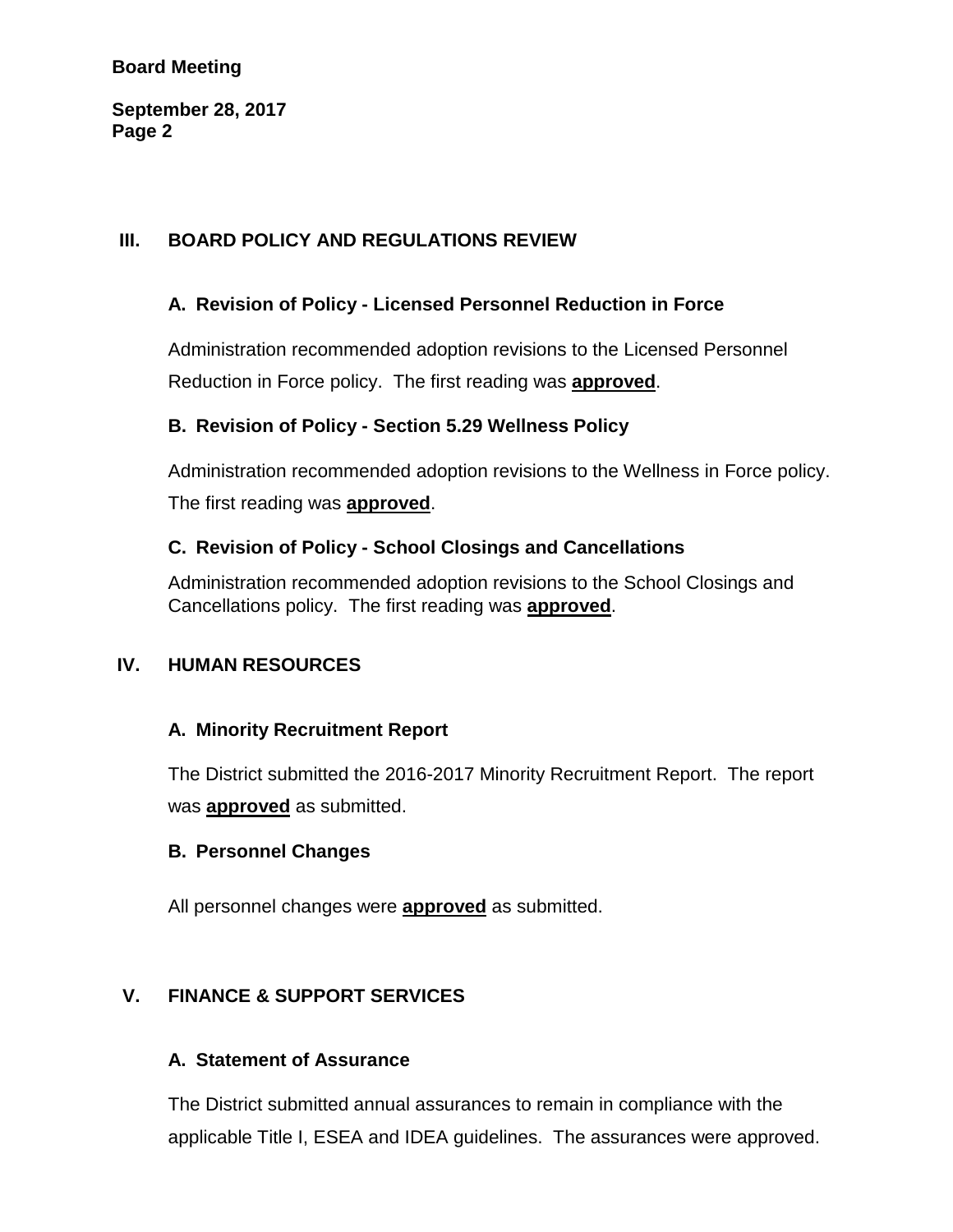## III. BOARD POLICY AND REGULATIONS REVIEW

### A. Revision of Policy - Licensed Personnel Reduction in Force

Administration recommended adoption revisions to the Licensed Personnel Reduction in Force policy. The first reading was **approved**.

### B. Revision of Policy - Section 5.29 Wellness Policy

Administration recommended adoption revisions to the Wellness in Force policy. The first reading was **approved**.

### C. Revision of Policy - School Closings and Cancellations

Administration recommended adoption revisions to the School Closings and Cancellations policy. The first reading was **approved**.

## IV. HUMAN RESOURCES

### A. Minority Recruitment Report

The District submitted the 2016-2017 Minority Recruitment Report. The report was **approved** as submitted.

### B. Personnel Changes

All personnel changes were **approved** as submitted.

## V. FINANCE & SUPPORT SERVICES

### A. Statement of Assurance

The District submitted annual assurances to remain in compliance with the applicable Title I, ESEA and IDEA guidelines. The assurances were approved.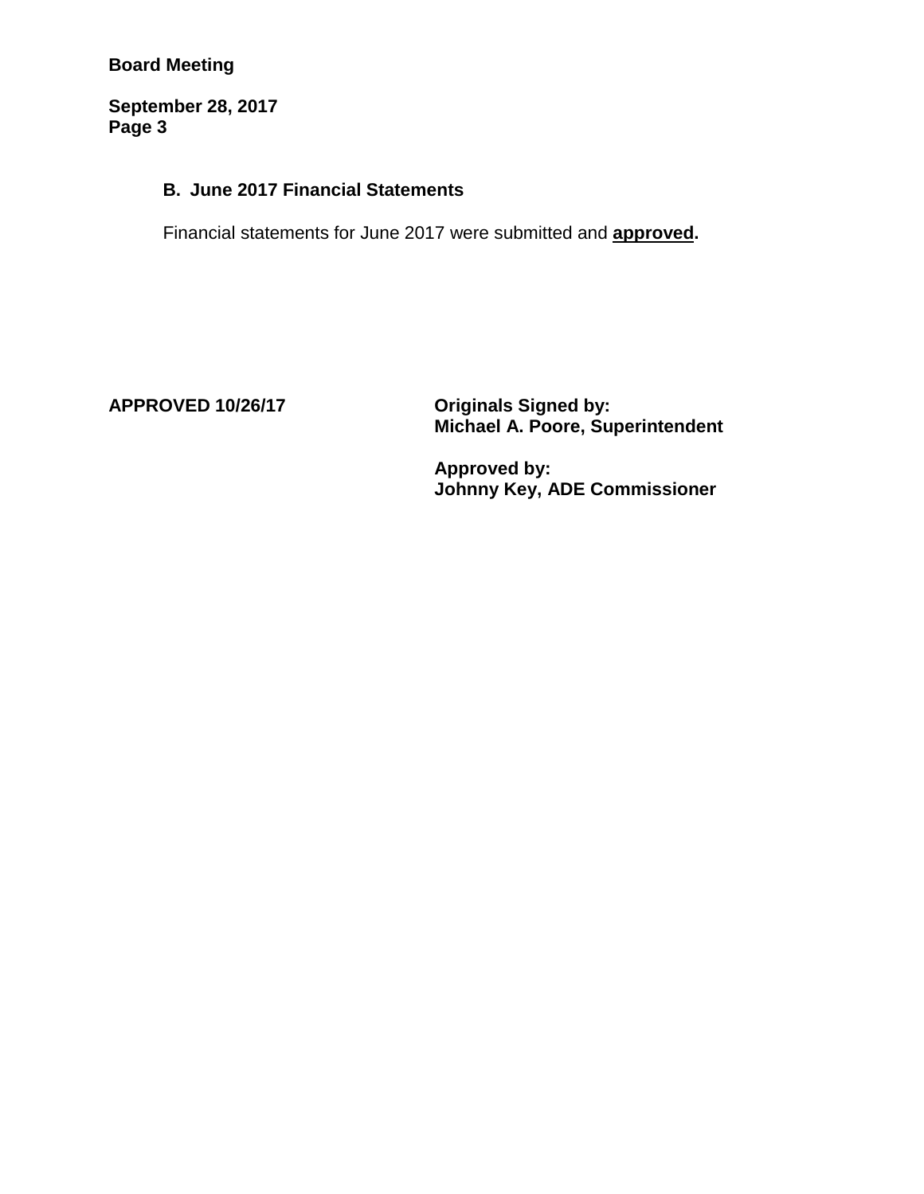### B. June 2017 Financial Statements

Financial statements for June 2017 were submitted and **approved.**

**APPROVED 10/26/17**

**Originals Signed by:**
**Michael A. Poore, Superintendent**

**Approved by:**
**Johnny Key, ADE Commissioner**